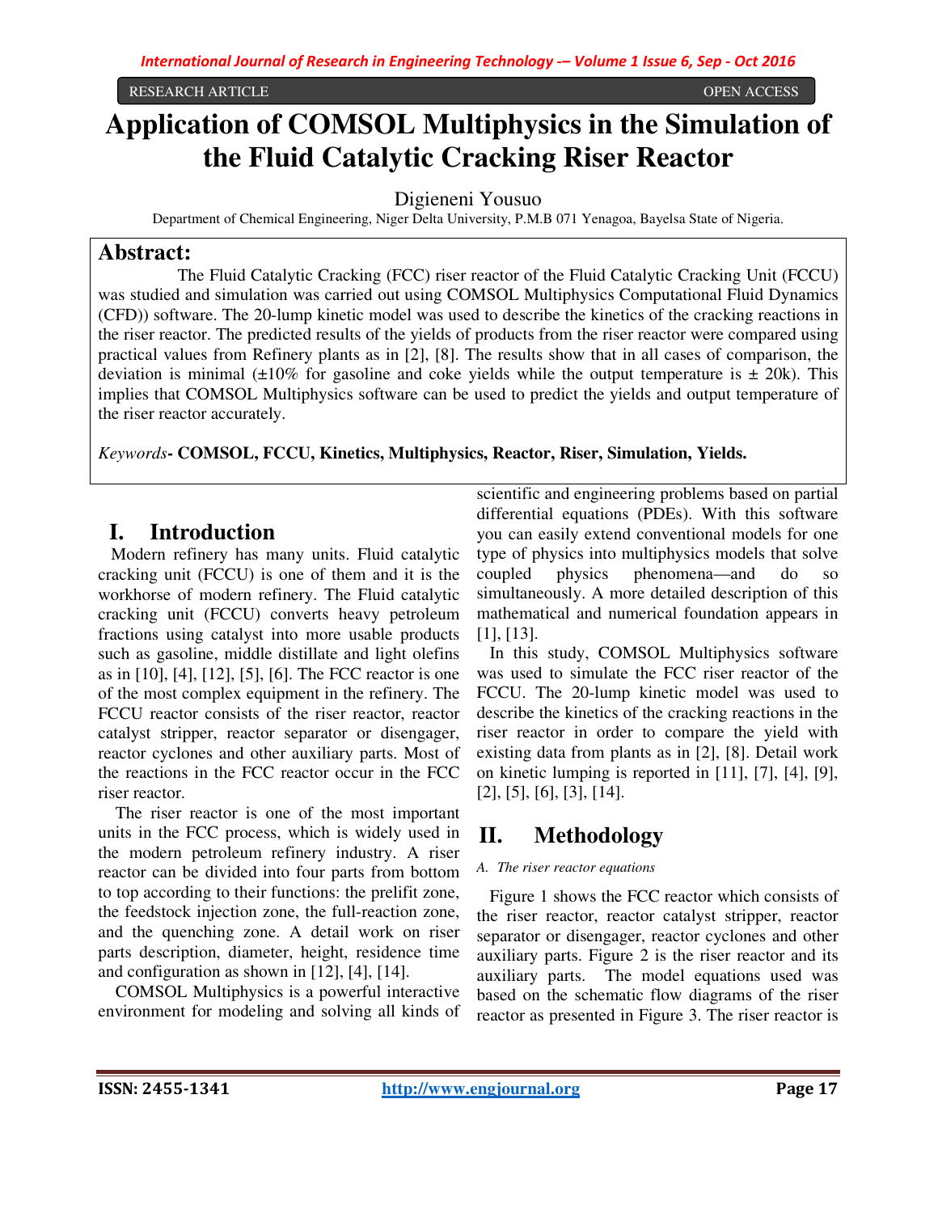RESEARCH ARTICLE OPEN ACCESS

# Application of COMSOL Multiphysics in the Simulation of the Fluid Catalytic Cracking Riser Reactor

Digieneni Yousuo

Department of Chemical Engineering, Niger Delta University, P.M.B 071 Yenagoa, Bayelsa State of Nigeria.

## Abstract:

The Fluid Catalytic Cracking (FCC) riser reactor of the Fluid Catalytic Cracking Unit (FCCU) was studied and simulation was carried out using COMSOL Multiphysics Computational Fluid Dynamics (CFD)) software. The 20-lump kinetic model was used to describe the kinetics of the cracking reactions in the riser reactor. The predicted results of the yields of products from the riser reactor were compared using practical values from Refinery plants as in [2], [8]. The results show that in all cases of comparison, the deviation is minimal (±10% for gasoline and coke yields while the output temperature is ± 20k). This implies that COMSOL Multiphysics software can be used to predict the yields and output temperature of the riser reactor accurately.

*Keywords*- **COMSOL, FCCU, Kinetics, Multiphysics, Reactor, Riser, Simulation, Yields.**

## I. Introduction

Modern refinery has many units. Fluid catalytic cracking unit (FCCU) is one of them and it is the workhorse of modern refinery. The Fluid catalytic cracking unit (FCCU) converts heavy petroleum fractions using catalyst into more usable products such as gasoline, middle distillate and light olefins as in [10], [4], [12], [5], [6]. The FCC reactor is one of the most complex equipment in the refinery. The FCCU reactor consists of the riser reactor, reactor catalyst stripper, reactor separator or disengager, reactor cyclones and other auxiliary parts. Most of the reactions in the FCC reactor occur in the FCC riser reactor.

The riser reactor is one of the most important units in the FCC process, which is widely used in the modern petroleum refinery industry. A riser reactor can be divided into four parts from bottom to top according to their functions: the prelift zone, the feedstock injection zone, the full-reaction zone, and the quenching zone. A detail work on riser parts description, diameter, height, residence time and configuration as shown in [12], [4], [14].

COMSOL Multiphysics is a powerful interactive environment for modeling and solving all kinds of scientific and engineering problems based on partial differential equations (PDEs). With this software you can easily extend conventional models for one type of physics into multiphysics models that solve coupled physics phenomena—and do so simultaneously. A more detailed description of this mathematical and numerical foundation appears in [1], [13].

In this study, COMSOL Multiphysics software was used to simulate the FCC riser reactor of the FCCU. The 20-lump kinetic model was used to describe the kinetics of the cracking reactions in the riser reactor in order to compare the yield with existing data from plants as in [2], [8]. Detail work on kinetic lumping is reported in [11], [7], [4], [9], [2], [5], [6], [3], [14].

## II. Methodology

### *A. The riser reactor equations*

Figure 1 shows the FCC reactor which consists of the riser reactor, reactor catalyst stripper, reactor separator or disengager, reactor cyclones and other auxiliary parts. Figure 2 is the riser reactor and its auxiliary parts. The model equations used was based on the schematic flow diagrams of the riser reactor as presented in Figure 3. The riser reactor is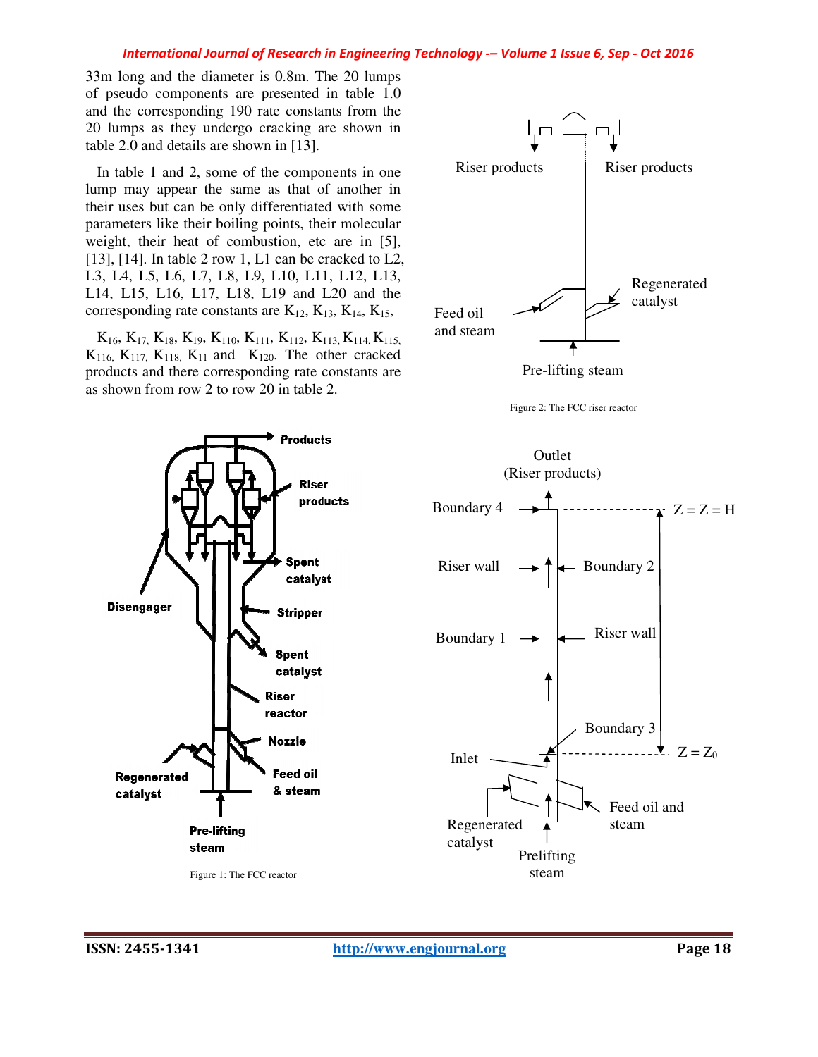33m long and the diameter is 0.8m. The 20 lumps of pseudo components are presented in table 1.0 and the corresponding 190 rate constants from the 20 lumps as they undergo cracking are shown in table 2.0 and details are shown in [13].

In table 1 and 2, some of the components in one lump may appear the same as that of another in their uses but can be only differentiated with some parameters like their boiling points, their molecular weight, their heat of combustion, etc are in [5], [13], [14]. In table 2 row 1, L1 can be cracked to L2, L3, L4, L5, L6, L7, L8, L9, L10, L11, L12, L13, L14, L15, L16, L17, L18, L19 and L20 and the corresponding rate constants are $K_{12}$, $K_{13}$, $K_{14}$, $K_{15}$, $K_{16}$, $K_{17}$, $K_{18}$, $K_{19}$, $K_{110}$, $K_{111}$, $K_{112}$, $K_{113}$, $K_{114}$, $K_{115}$, $K_{116}$, $K_{117}$, $K_{118}$, $K_{11}$ and $K_{120}$. The other cracked products and there corresponding rate constants are as shown from row 2 to row 20 in table 2.

Figure 2: The FCC riser reactor

Figure 1: The FCC reactor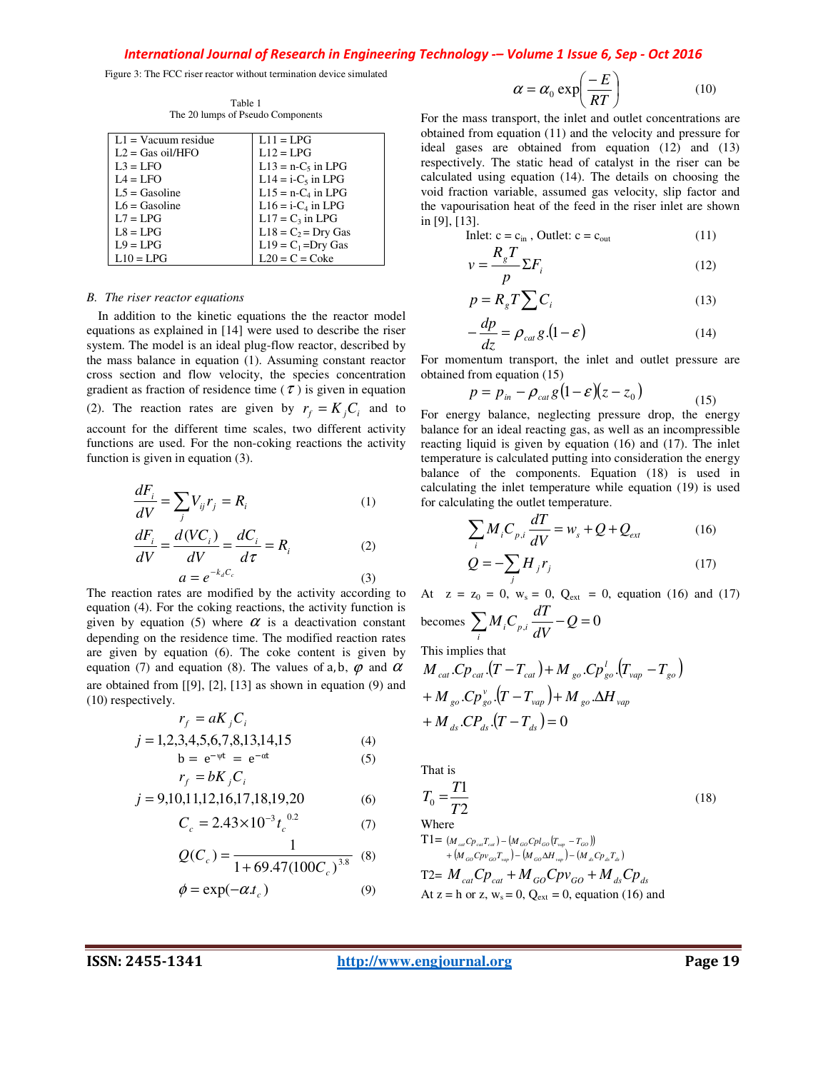Figure 3: The FCC riser reactor without termination device simulated

Table 1
The 20 lumps of Pseudo Components

| | |
|---|---|
| L1 = Vacuum residue | L11 = LPG |
| L2 = Gas oil/HFO | L12 = LPG |
| L3 = LFO | L13 = n-$C_5$ in LPG |
| L4 = LFO | L14 = i-$C_5$ in LPG |
| L5 = Gasoline | L15 = n-$C_4$ in LPG |
| L6 = Gasoline | L16 = i-$C_4$ in LPG |
| L7 = LPG | L17 = $C_3$ in LPG |
| L8 = LPG | L18 = $C_2$ = Dry Gas |
| L9 = LPG | L19 = $C_1$ =Dry Gas |
| L10 = LPG | L20 = C = Coke |

### B. The riser reactor equations

In addition to the kinetic equations the the reactor model equations as explained in [14] were used to describe the riser system. The model is an ideal plug-flow reactor, described by the mass balance in equation (1). Assuming constant reactor cross section and flow velocity, the species concentration gradient as fraction of residence time ( $\tau$ ) is given in equation (2). The reaction rates are given by $r_f = K_j C_i$ and to account for the different time scales, two different activity functions are used. For the non-coking reactions the activity function is given in equation (3).

$$\frac{dF_i}{dV} = \sum_j V_{ij} r_j = R_i \tag{1}$$

$$\frac{dF_i}{dV} = \frac{d(VC_i)}{dV} = \frac{dC_i}{d\tau} = R_i \tag{2}$$

$$a = e^{-k_d C_c} \tag{3}$$

The reaction rates are modified by the activity according to equation (4). For the coking reactions, the activity function is given by equation (5) where $\alpha$ is a deactivation constant depending on the residence time. The modified reaction rates are given by equation (6). The coke content is given by equation (7) and equation (8). The values of a, b, $\varphi$ and $\alpha$ are obtained from [[9], [2], [13] as shown in equation (9) and (10) respectively.

$$r_f = aK_j C_i \quad j = 1,2,3,4,5,6,7,8,13,14,15 \tag{4}$$

$$b = e^{-\psi t} = e^{-\alpha t} \tag{5}$$

$$r_f = bK_j C_i \quad j = 9,10,11,12,16,17,18,19,20 \tag{6}$$

$$C_c = 2.43 \times 10^{-3} t_c^{\ 0.2} \tag{7}$$

$$Q(C_c) = \frac{1}{1 + 69.47(100 C_c)^{3.8}} \tag{8}$$

$$\phi = \exp(-\alpha . t_c) \tag{9}$$

$$\alpha = \alpha_0 \exp\left(\frac{-E}{RT}\right) \tag{10}$$

For the mass transport, the inlet and outlet concentrations are obtained from equation (11) and the velocity and pressure for ideal gases are obtained from equation (12) and (13) respectively. The static head of catalyst in the riser can be calculated using equation (14). The details on choosing the void fraction variable, assumed gas velocity, slip factor and the vapourisation heat of the feed in the riser inlet are shown in [9], [13].

$$\text{Inlet: } c = c_{in}\text{ , Outlet: } c = c_{out} \tag{11}$$

$$v = \frac{R_g T}{p} \Sigma F_i \tag{12}$$

$$p = R_g T \sum C_i \tag{13}$$

$$-\frac{dp}{dz} = \rho_{cat}\, g.(1-\varepsilon) \tag{14}$$

For momentum transport, the inlet and outlet pressure are obtained from equation (15)

$$p = p_{in} - \rho_{cat}\, g(1-\varepsilon)(z - z_0) \tag{15}$$

For energy balance, neglecting pressure drop, the energy balance for an ideal reacting gas, as well as an incompressible reacting liquid is given by equation (16) and (17). The inlet temperature is calculated putting into consideration the energy balance of the components. Equation (18) is used in calculating the inlet temperature while equation (19) is used for calculating the outlet temperature.

$$\sum_i M_i C_{p,i} \frac{dT}{dV} = w_s + Q + Q_{ext} \tag{16}$$

$$Q = -\sum_j H_j r_j \tag{17}$$

At $z = z_0 = 0$, $w_s = 0$, $Q_{ext} = 0$, equation (16) and (17) becomes $\sum_i M_i C_{p,i} \frac{dT}{dV} - Q = 0$

This implies that

$$M_{cat}.Cp_{cat}.(T - T_{cat}) + M_{go}.Cp^{l}_{go}.(T_{vap} - T_{go}) + M_{go}.Cp^{v}_{go}.(T - T_{vap}) + M_{go}.\Delta H_{vap} + M_{ds}.CP_{ds}.(T - T_{ds}) = 0$$

That is

$$T_0 = \frac{T1}{T2} \tag{18}$$

Where

$T1 = (M_{cat}Cp_{cat}T_{cat}) - (M_{GO}Cpl_{GO}(T_{vap} - T_{GO})) + (M_{GO}Cpv_{GO}T_{vap}) - (M_{GO}\Delta H_{vap}) - (M_{ds}Cp_{ds}T_{ds})$

$T2 = M_{cat}Cp_{cat} + M_{GO}Cpv_{GO} + M_{ds}Cp_{ds}$

At z = h or z, $w_s = 0$, $Q_{ext} = 0$, equation (16) and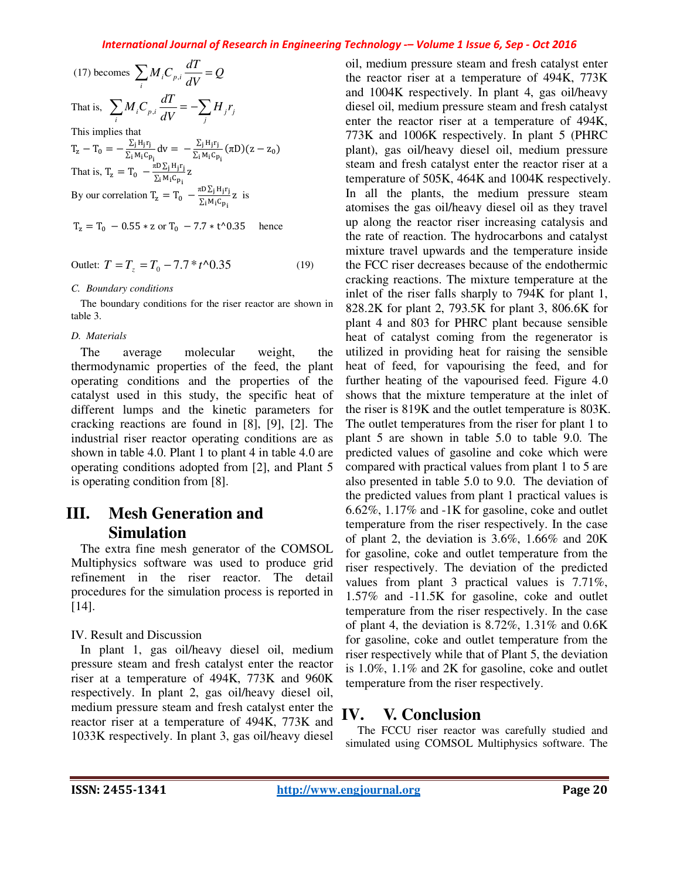(17) becomes $\sum_i M_i C_{p,i} \frac{dT}{dV} = Q$

That is, $\sum_i M_i C_{p,i} \frac{dT}{dV} = -\sum_j H_j r_j$

This implies that

$$T_z - T_0 = -\frac{\sum_j H_j r_j}{\sum_i M_i C_{p_i}} dv = -\frac{\sum_j H_j r_j}{\sum_i M_i C_{p_i}} (\pi D)(z - z_0)$$

That is, $T_z = T_0 - \frac{\pi D \sum_j H_j r_j}{\sum_i M_i C_{p_i}} z$

By our correlation $T_z = T_0 - \frac{\pi D \sum_j H_j r_j}{\sum_i M_i C_{p_i}} z$ is

$T_z = T_0 - 0.55 * z$ or $T_0 - 7.7 * t\text{^}0.35$ hence

$$\text{Outlet: } T = T_z = T_0 - 7.7 * t\text{^}0.35 \tag{19}$$

### *C. Boundary conditions*

The boundary conditions for the riser reactor are shown in table 3.

### *D. Materials*

The average molecular weight, the thermodynamic properties of the feed, the plant operating conditions and the properties of the catalyst used in this study, the specific heat of different lumps and the kinetic parameters for cracking reactions are found in [8], [9], [2]. The industrial riser reactor operating conditions are as shown in table 4.0. Plant 1 to plant 4 in table 4.0 are operating conditions adopted from [2], and Plant 5 is operating condition from [8].

## III. Mesh Generation and Simulation

The extra fine mesh generator of the COMSOL Multiphysics software was used to produce grid refinement in the riser reactor. The detail procedures for the simulation process is reported in [14].

## IV. Result and Discussion

In plant 1, gas oil/heavy diesel oil, medium pressure steam and fresh catalyst enter the reactor riser at a temperature of 494K, 773K and 960K respectively. In plant 2, gas oil/heavy diesel oil, medium pressure steam and fresh catalyst enter the reactor riser at a temperature of 494K, 773K and 1033K respectively. In plant 3, gas oil/heavy diesel oil, medium pressure steam and fresh catalyst enter the reactor riser at a temperature of 494K, 773K and 1004K respectively. In plant 4, gas oil/heavy diesel oil, medium pressure steam and fresh catalyst enter the reactor riser at a temperature of 494K, 773K and 1006K respectively. In plant 5 (PHRC plant), gas oil/heavy diesel oil, medium pressure steam and fresh catalyst enter the reactor riser at a temperature of 505K, 464K and 1004K respectively. In all the plants, the medium pressure steam atomises the gas oil/heavy diesel oil as they travel up along the reactor riser increasing catalysis and the rate of reaction. The hydrocarbons and catalyst mixture travel upwards and the temperature inside the FCC riser decreases because of the endothermic cracking reactions. The mixture temperature at the inlet of the riser falls sharply to 794K for plant 1, 828.2K for plant 2, 793.5K for plant 3, 806.6K for plant 4 and 803 for PHRC plant because sensible heat of catalyst coming from the regenerator is utilized in providing heat for raising the sensible heat of feed, for vapourising the feed, and for further heating of the vapourised feed. Figure 4.0 shows that the mixture temperature at the inlet of the riser is 819K and the outlet temperature is 803K. The outlet temperatures from the riser for plant 1 to plant 5 are shown in table 5.0 to table 9.0. The predicted values of gasoline and coke which were compared with practical values from plant 1 to 5 are also presented in table 5.0 to 9.0. The deviation of the predicted values from plant 1 practical values is 6.62%, 1.17% and -1K for gasoline, coke and outlet temperature from the riser respectively. In the case of plant 2, the deviation is 3.6%, 1.66% and 20K for gasoline, coke and outlet temperature from the riser respectively. The deviation of the predicted values from plant 3 practical values is 7.71%, 1.57% and -11.5K for gasoline, coke and outlet temperature from the riser respectively. In the case of plant 4, the deviation is 8.72%, 1.31% and 0.6K for gasoline, coke and outlet temperature from the riser respectively while that of Plant 5, the deviation is 1.0%, 1.1% and 2K for gasoline, coke and outlet temperature from the riser respectively.

## IV. V. Conclusion

The FCCU riser reactor was carefully studied and simulated using COMSOL Multiphysics software. The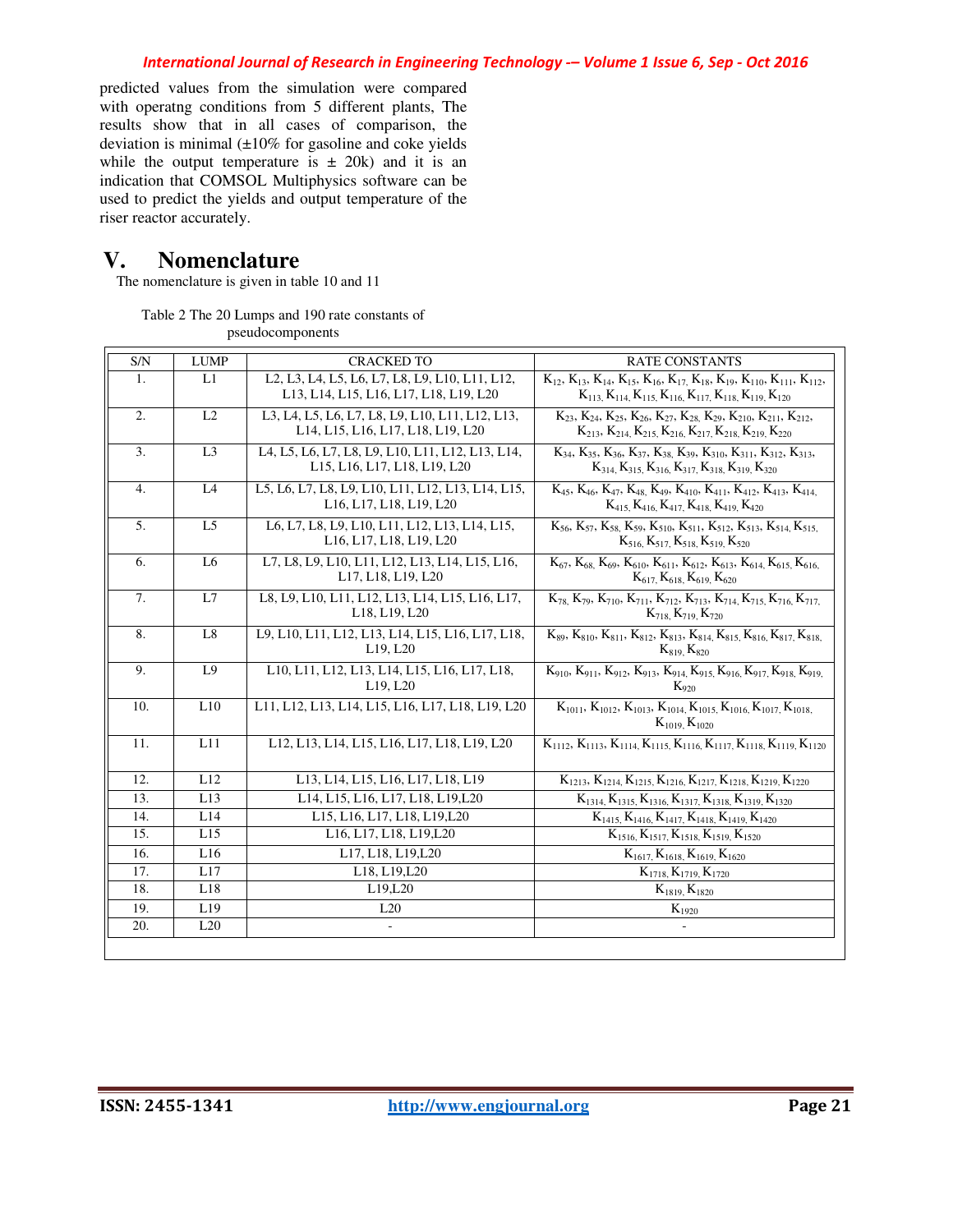predicted values from the simulation were compared with operatng conditions from 5 different plants, The results show that in all cases of comparison, the deviation is minimal (±10% for gasoline and coke yields while the output temperature is ± 20k) and it is an indication that COMSOL Multiphysics software can be used to predict the yields and output temperature of the riser reactor accurately.

# V. Nomenclature

The nomenclature is given in table 10 and 11

Table 2 The 20 Lumps and 190 rate constants of pseudocomponents

| S/N | LUMP | CRACKED TO | RATE CONSTANTS |
|---|---|---|---|
| 1. | L1 | L2, L3, L4, L5, L6, L7, L8, L9, L10, L11, L12, L13, L14, L15, L16, L17, L18, L19, L20 | $K_{12}$, $K_{13}$, $K_{14}$, $K_{15}$, $K_{16}$, $K_{17}$, $K_{18}$, $K_{19}$, $K_{110}$, $K_{111}$, $K_{112}$, $K_{113}$, $K_{114}$, $K_{115}$, $K_{116}$, $K_{117}$, $K_{118}$, $K_{119}$, $K_{120}$ |
| 2. | L2 | L3, L4, L5, L6, L7, L8, L9, L10, L11, L12, L13, L14, L15, L16, L17, L18, L19, L20 | $K_{23}$, $K_{24}$, $K_{25}$, $K_{26}$, $K_{27}$, $K_{28}$, $K_{29}$, $K_{210}$, $K_{211}$, $K_{212}$, $K_{213}$, $K_{214}$, $K_{215}$, $K_{216}$, $K_{217}$, $K_{218}$, $K_{219}$, $K_{220}$ |
| 3. | L3 | L4, L5, L6, L7, L8, L9, L10, L11, L12, L13, L14, L15, L16, L17, L18, L19, L20 | $K_{34}$, $K_{35}$, $K_{36}$, $K_{37}$, $K_{38}$, $K_{39}$, $K_{310}$, $K_{311}$, $K_{312}$, $K_{313}$, $K_{314}$, $K_{315}$, $K_{316}$, $K_{317}$, $K_{318}$, $K_{319}$, $K_{320}$ |
| 4. | L4 | L5, L6, L7, L8, L9, L10, L11, L12, L13, L14, L15, L16, L17, L18, L19, L20 | $K_{45}$, $K_{46}$, $K_{47}$, $K_{48}$, $K_{49}$, $K_{410}$, $K_{411}$, $K_{412}$, $K_{413}$, $K_{414}$, $K_{415}$, $K_{416}$, $K_{417}$, $K_{418}$, $K_{419}$, $K_{420}$ |
| 5. | L5 | L6, L7, L8, L9, L10, L11, L12, L13, L14, L15, L16, L17, L18, L19, L20 | $K_{56}$, $K_{57}$, $K_{58}$, $K_{59}$, $K_{510}$, $K_{511}$, $K_{512}$, $K_{513}$, $K_{514}$, $K_{515}$, $K_{516}$, $K_{517}$, $K_{518}$, $K_{519}$, $K_{520}$ |
| 6. | L6 | L7, L8, L9, L10, L11, L12, L13, L14, L15, L16, L17, L18, L19, L20 | $K_{67}$, $K_{68}$, $K_{69}$, $K_{610}$, $K_{611}$, $K_{612}$, $K_{613}$, $K_{614}$, $K_{615}$, $K_{616}$, $K_{617}$, $K_{618}$, $K_{619}$, $K_{620}$ |
| 7. | L7 | L8, L9, L10, L11, L12, L13, L14, L15, L16, L17, L18, L19, L20 | $K_{78}$, $K_{79}$, $K_{710}$, $K_{711}$, $K_{712}$, $K_{713}$, $K_{714}$, $K_{715}$, $K_{716}$, $K_{717}$, $K_{718}$, $K_{719}$, $K_{720}$ |
| 8. | L8 | L9, L10, L11, L12, L13, L14, L15, L16, L17, L18, L19, L20 | $K_{89}$, $K_{810}$, $K_{811}$, $K_{812}$, $K_{813}$, $K_{814}$, $K_{815}$, $K_{816}$, $K_{817}$, $K_{818}$, $K_{819}$, $K_{820}$ |
| 9. | L9 | L10, L11, L12, L13, L14, L15, L16, L17, L18, L19, L20 | $K_{910}$, $K_{911}$, $K_{912}$, $K_{913}$, $K_{914}$, $K_{915}$, $K_{916}$, $K_{917}$, $K_{918}$, $K_{919}$, $K_{920}$ |
| 10. | L10 | L11, L12, L13, L14, L15, L16, L17, L18, L19, L20 | $K_{1011}$, $K_{1012}$, $K_{1013}$, $K_{1014}$, $K_{1015}$, $K_{1016}$, $K_{1017}$, $K_{1018}$, $K_{1019}$, $K_{1020}$ |
| 11. | L11 | L12, L13, L14, L15, L16, L17, L18, L19, L20 | $K_{1112}$, $K_{1113}$, $K_{1114}$, $K_{1115}$, $K_{1116}$, $K_{1117}$, $K_{1118}$, $K_{1119}$, $K_{1120}$ |
| 12. | L12 | L13, L14, L15, L16, L17, L18, L19 | $K_{1213}$, $K_{1214}$, $K_{1215}$, $K_{1216}$, $K_{1217}$, $K_{1218}$, $K_{1219}$, $K_{1220}$ |
| 13. | L13 | L14, L15, L16, L17, L18, L19,L20 | $K_{1314}$, $K_{1315}$, $K_{1316}$, $K_{1317}$, $K_{1318}$, $K_{1319}$, $K_{1320}$ |
| 14. | L14 | L15, L16, L17, L18, L19,L20 | $K_{1415}$, $K_{1416}$, $K_{1417}$, $K_{1418}$, $K_{1419}$, $K_{1420}$ |
| 15. | L15 | L16, L17, L18, L19,L20 | $K_{1516}$, $K_{1517}$, $K_{1518}$, $K_{1519}$, $K_{1520}$ |
| 16. | L16 | L17, L18, L19,L20 | $K_{1617}$, $K_{1618}$, $K_{1619}$, $K_{1620}$ |
| 17. | L17 | L18, L19,L20 | $K_{1718}$, $K_{1719}$, $K_{1720}$ |
| 18. | L18 | L19,L20 | $K_{1819}$, $K_{1820}$ |
| 19. | L19 | L20 | $K_{1920}$ |
| 20. | L20 | - | - |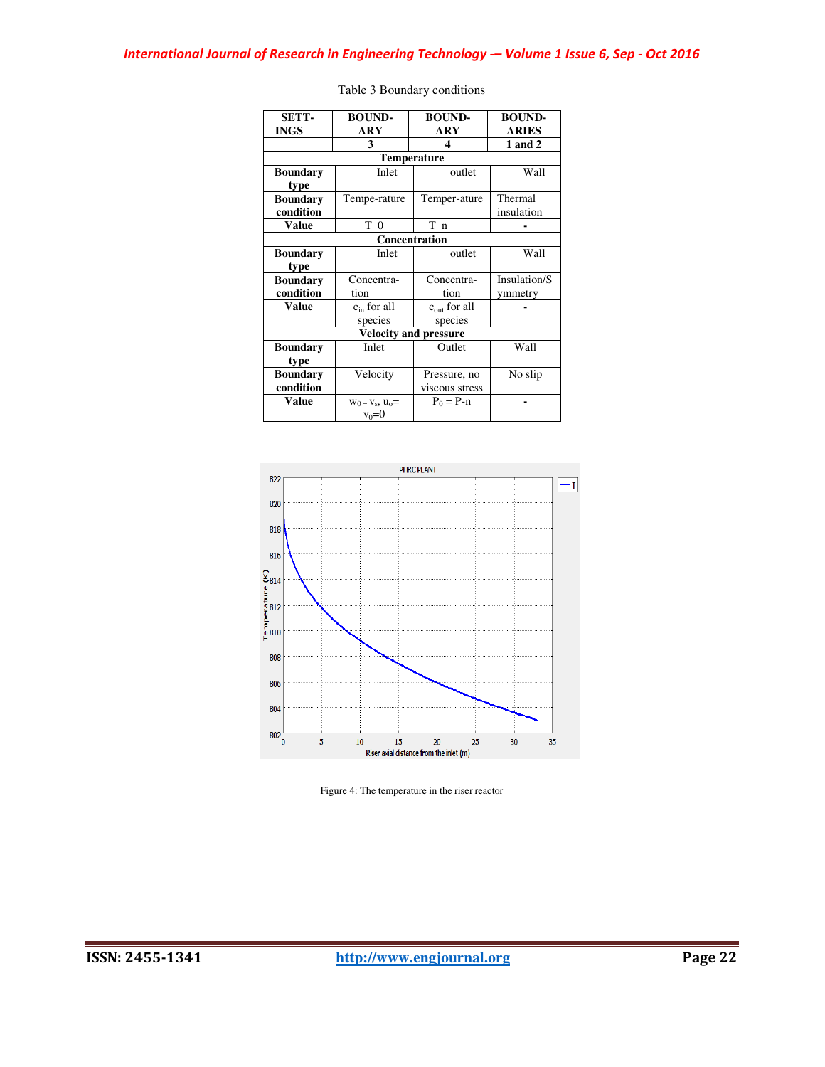Table 3 Boundary conditions

| SETTINGS | BOUNDARY 3 | BOUNDARY 4 | BOUNDARIES 1 and 2 |
|---|---|---|---|
| **Temperature** | | | |
| **Boundary type** | Inlet | outlet | Wall |
| **Boundary condition** | Temperature | Temperature | Thermal insulation |
| **Value** | T_0 | T_n | - |
| **Concentration** | | | |
| **Boundary type** | Inlet | outlet | Wall |
| **Boundary condition** | Concentration | Concentration | Insulation/Symmetry |
| **Value** | $c_{in}$ for all species | $c_{out}$ for all species | - |
| **Velocity and pressure** | | | |
| **Boundary type** | Inlet | Outlet | Wall |
| **Boundary condition** | Velocity | Pressure, no viscous stress | No slip |
| **Value** | $w_0 = v_s$, $u_o = v_0 = 0$ | $P_0 = P\text{-}n$ | - |

Figure 4: The temperature in the riser reactor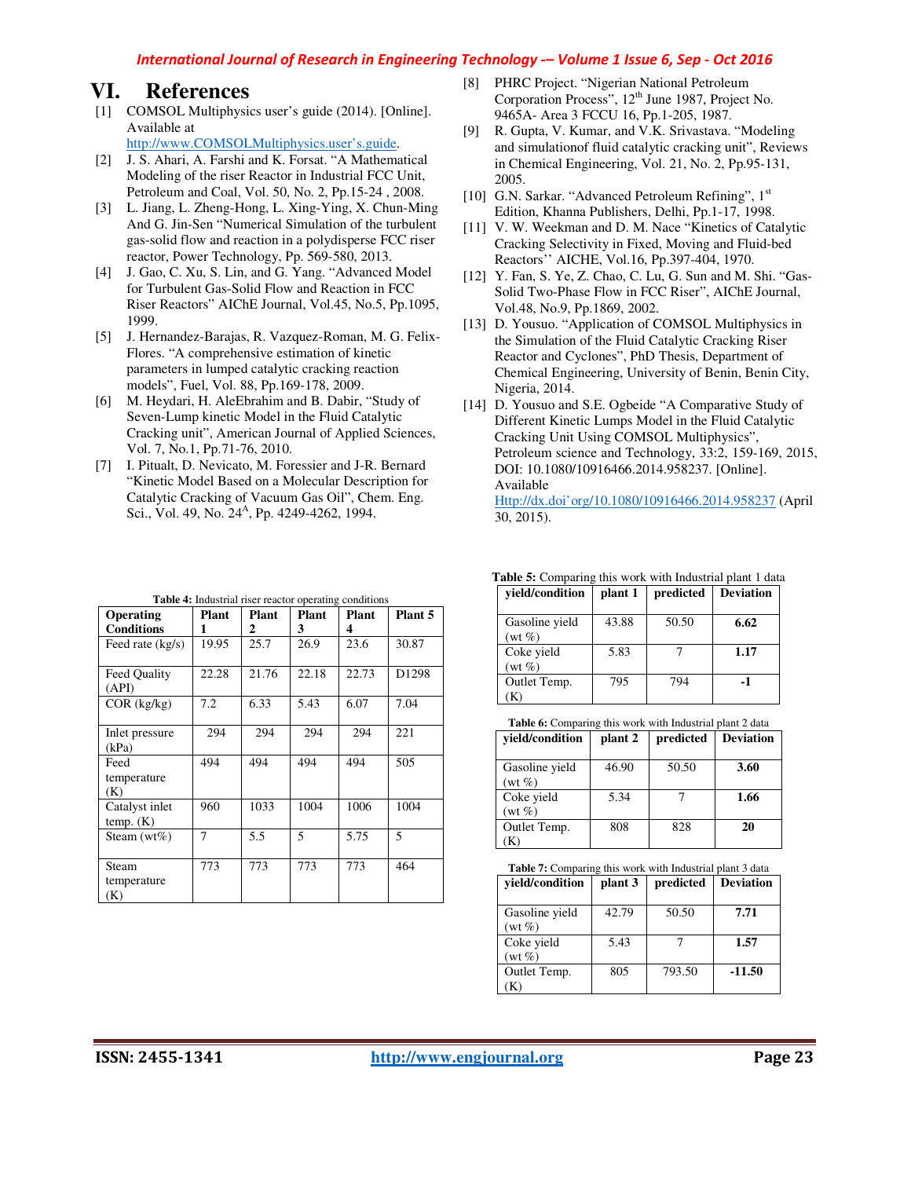# VI. References

[1] COMSOL Multiphysics user's guide (2014). [Online]. Available at http://www.COMSOLMultiphysics.user's.guide.

[2] J. S. Ahari, A. Farshi and K. Forsat. "A Mathematical Modeling of the riser Reactor in Industrial FCC Unit, Petroleum and Coal, Vol. 50, No. 2, Pp.15-24 , 2008.

[3] L. Jiang, L. Zheng-Hong, L. Xing-Ying, X. Chun-Ming And G. Jin-Sen "Numerical Simulation of the turbulent gas-solid flow and reaction in a polydisperse FCC riser reactor, Power Technology, Pp. 569-580, 2013.

[4] J. Gao, C. Xu, S. Lin, and G. Yang. "Advanced Model for Turbulent Gas-Solid Flow and Reaction in FCC Riser Reactors" AIChE Journal, Vol.45, No.5, Pp.1095, 1999.

[5] J. Hernandez-Barajas, R. Vazquez-Roman, M. G. Felix-Flores. "A comprehensive estimation of kinetic parameters in lumped catalytic cracking reaction models", Fuel, Vol. 88, Pp.169-178, 2009.

[6] M. Heydari, H. AleEbrahim and B. Dabir, "Study of Seven-Lump kinetic Model in the Fluid Catalytic Cracking unit", American Journal of Applied Sciences, Vol. 7, No.1, Pp.71-76, 2010.

[7] I. Pitualt, D. Nevicato, M. Foressier and J-R. Bernard "Kinetic Model Based on a Molecular Description for Catalytic Cracking of Vacuum Gas Oil", Chem. Eng. Sci., Vol. 49, No. 24^A, Pp. 4249-4262, 1994.

[8] PHRC Project. "Nigerian National Petroleum Corporation Process", 12^th June 1987, Project No. 9465A- Area 3 FCCU 16, Pp.1-205, 1987.

[9] R. Gupta, V. Kumar, and V.K. Srivastava. "Modeling and simulationof fluid catalytic cracking unit", Reviews in Chemical Engineering, Vol. 21, No. 2, Pp.95-131, 2005.

[10] G.N. Sarkar. "Advanced Petroleum Refining", 1^st Edition, Khanna Publishers, Delhi, Pp.1-17, 1998.

[11] V. W. Weekman and D. M. Nace "Kinetics of Catalytic Cracking Selectivity in Fixed, Moving and Fluid-bed Reactors'' AICHE, Vol.16, Pp.397-404, 1970.

[12] Y. Fan, S. Ye, Z. Chao, C. Lu, G. Sun and M. Shi. "Gas-Solid Two-Phase Flow in FCC Riser", AIChE Journal, Vol.48, No.9, Pp.1869, 2002.

[13] D. Yousuo. "Application of COMSOL Multiphysics in the Simulation of the Fluid Catalytic Cracking Riser Reactor and Cyclones", PhD Thesis, Department of Chemical Engineering, University of Benin, Benin City, Nigeria, 2014.

[14] D. Yousuo and S.E. Ogbeide "A Comparative Study of Different Kinetic Lumps Model in the Fluid Catalytic Cracking Unit Using COMSOL Multiphysics", Petroleum science and Technology, 33:2, 159-169, 2015, DOI: 10.1080/10916466.2014.958237. [Online]. Available Http://dx.doi'org/10.1080/10916466.2014.958237 (April 30, 2015).

**Table 4:** Industrial riser reactor operating conditions

| Operating Conditions | Plant 1 | Plant 2 | Plant 3 | Plant 4 | Plant 5 |
|---|---|---|---|---|---|
| Feed rate (kg/s) | 19.95 | 25.7 | 26.9 | 23.6 | 30.87 |
| Feed Quality (API) | 22.28 | 21.76 | 22.18 | 22.73 | D1298 |
| COR (kg/kg) | 7.2 | 6.33 | 5.43 | 6.07 | 7.04 |
| Inlet pressure (kPa) | 294 | 294 | 294 | 294 | 221 |
| Feed temperature (K) | 494 | 494 | 494 | 494 | 505 |
| Catalyst inlet temp. (K) | 960 | 1033 | 1004 | 1006 | 1004 |
| Steam (wt%) | 7 | 5.5 | 5 | 5.75 | 5 |
| Steam temperature (K) | 773 | 773 | 773 | 773 | 464 |

**Table 5:** Comparing this work with Industrial plant 1 data

| yield/condition | plant 1 | predicted | Deviation |
|---|---|---|---|
| Gasoline yield (wt %) | 43.88 | 50.50 | **6.62** |
| Coke yield (wt %) | 5.83 | 7 | **1.17** |
| Outlet Temp. (K) | 795 | 794 | **-1** |

**Table 6:** Comparing this work with Industrial plant 2 data

| yield/condition | plant 2 | predicted | Deviation |
|---|---|---|---|
| Gasoline yield (wt %) | 46.90 | 50.50 | **3.60** |
| Coke yield (wt %) | 5.34 | 7 | **1.66** |
| Outlet Temp. (K) | 808 | 828 | **20** |

**Table 7:** Comparing this work with Industrial plant 3 data

| yield/condition | plant 3 | predicted | Deviation |
|---|---|---|---|
| Gasoline yield (wt %) | 42.79 | 50.50 | **7.71** |
| Coke yield (wt %) | 5.43 | 7 | **1.57** |
| Outlet Temp. (K) | 805 | 793.50 | **-11.50** |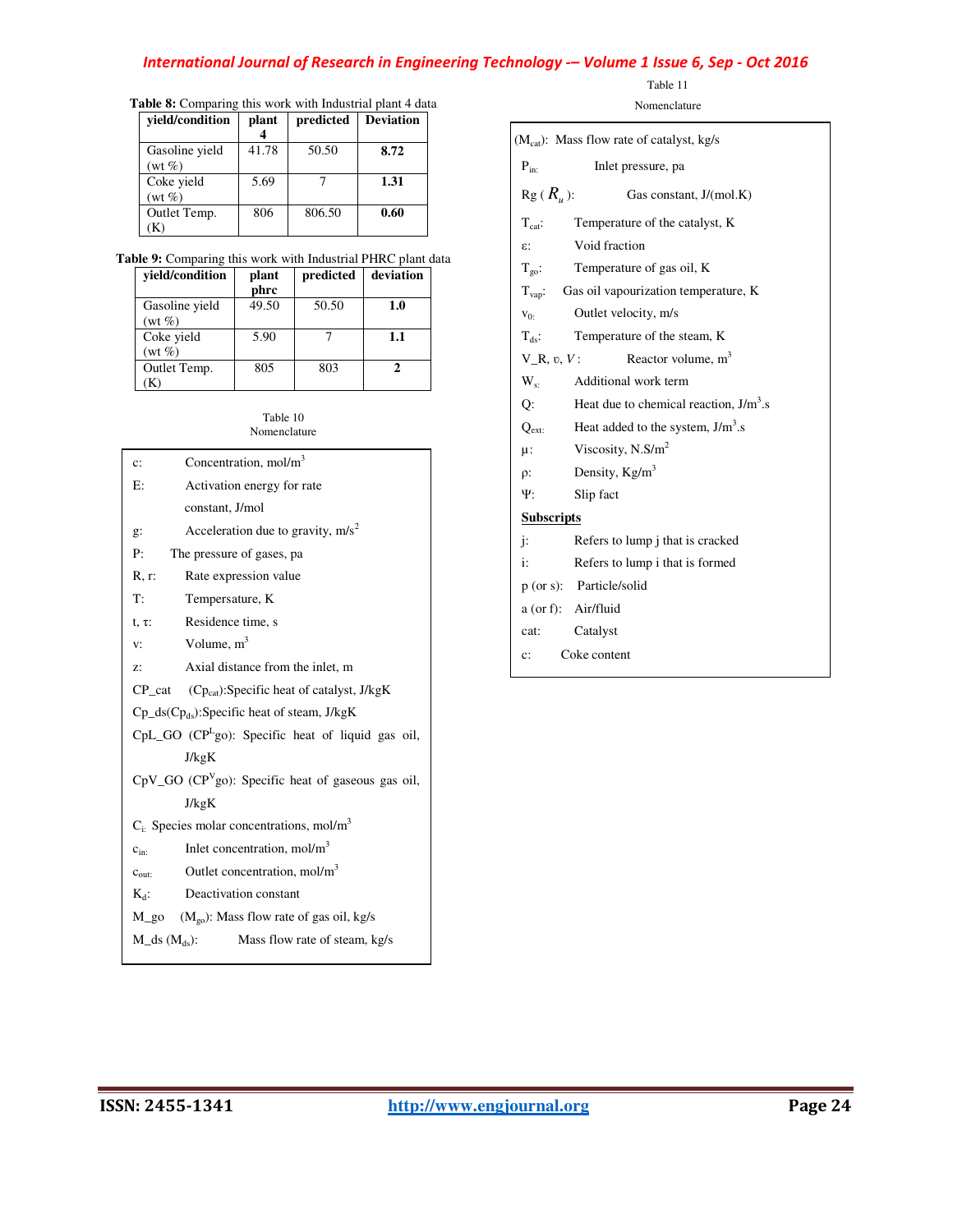**Table 8:** Comparing this work with Industrial plant 4 data

| yield/condition | plant 4 | predicted | Deviation |
|---|---|---|---|
| Gasoline yield (wt %) | 41.78 | 50.50 | **8.72** |
| Coke yield (wt %) | 5.69 | 7 | **1.31** |
| Outlet Temp. (K) | 806 | 806.50 | **0.60** |

**Table 9:** Comparing this work with Industrial PHRC plant data

| yield/condition | plant phrc | predicted | deviation |
|---|---|---|---|
| Gasoline yield (wt %) | 49.50 | 50.50 | **1.0** |
| Coke yield (wt %) | 5.90 | 7 | **1.1** |
| Outlet Temp. (K) | 805 | 803 | **2** |

Table 10

Nomenclature

| | |
|---|---|
| c: | Concentration, mol/m$^3$ |
| E: | Activation energy for rate constant, J/mol |
| g: | Acceleration due to gravity, m/s$^2$ |
| P: | The pressure of gases, pa |
| R, r: | Rate expression value |
| T: | Tempersature, K |
| t, $\tau$: | Residence time, s |
| v: | Volume, m$^3$ |
| z: | Axial distance from the inlet, m |
| CP_cat | ($Cp_{cat}$):Specific heat of catalyst, J/kgK |
| Cp_ds($Cp_{ds}$): | Specific heat of steam, J/kgK |
| CpL_GO ($CP^L go$): | Specific heat of liquid gas oil, J/kgK |
| CpV_GO ($CP^V go$): | Specific heat of gaseous gas oil, J/kgK |
| $C_i$: | Species molar concentrations, mol/m$^3$ |
| $c_{in}$: | Inlet concentration, mol/m$^3$ |
| $c_{out}$: | Outlet concentration, mol/m$^3$ |
| $K_d$: | Deactivation constant |
| M_go ($M_{go}$): | Mass flow rate of gas oil, kg/s |
| M_ds ($M_{ds}$): | Mass flow rate of steam, kg/s |

Table 11

Nomenclature

| | |
|---|---|
| ($M_{cat}$): | Mass flow rate of catalyst, kg/s |
| $P_{in}$: | Inlet pressure, pa |
| Rg ( $R_u$ ): | Gas constant, J/(mol.K) |
| $T_{cat}$: | Temperature of the catalyst, K |
| $\varepsilon$: | Void fraction |
| $T_{go}$: | Temperature of gas oil, K |
| $T_{vap}$: | Gas oil vapourization temperature, K |
| $v_0$: | Outlet velocity, m/s |
| $T_{ds}$: | Temperature of the steam, K |
| V_R, $\upsilon$, $V$ : | Reactor volume, m$^3$ |
| $W_s$: | Additional work term |
| Q: | Heat due to chemical reaction, J/m$^3$.s |
| $Q_{ext}$: | Heat added to the system, J/m$^3$.s |
| $\mu$: | Viscosity, N.S/m$^2$ |
| $\rho$: | Density, Kg/m$^3$ |
| $\Psi$: | Slip fact |
| **<u>Subscripts</u>** | |
| j: | Refers to lump j that is cracked |
| i: | Refers to lump i that is formed |
| p (or s): | Particle/solid |
| a (or f): | Air/fluid |
| cat: | Catalyst |
| c: | Coke content |